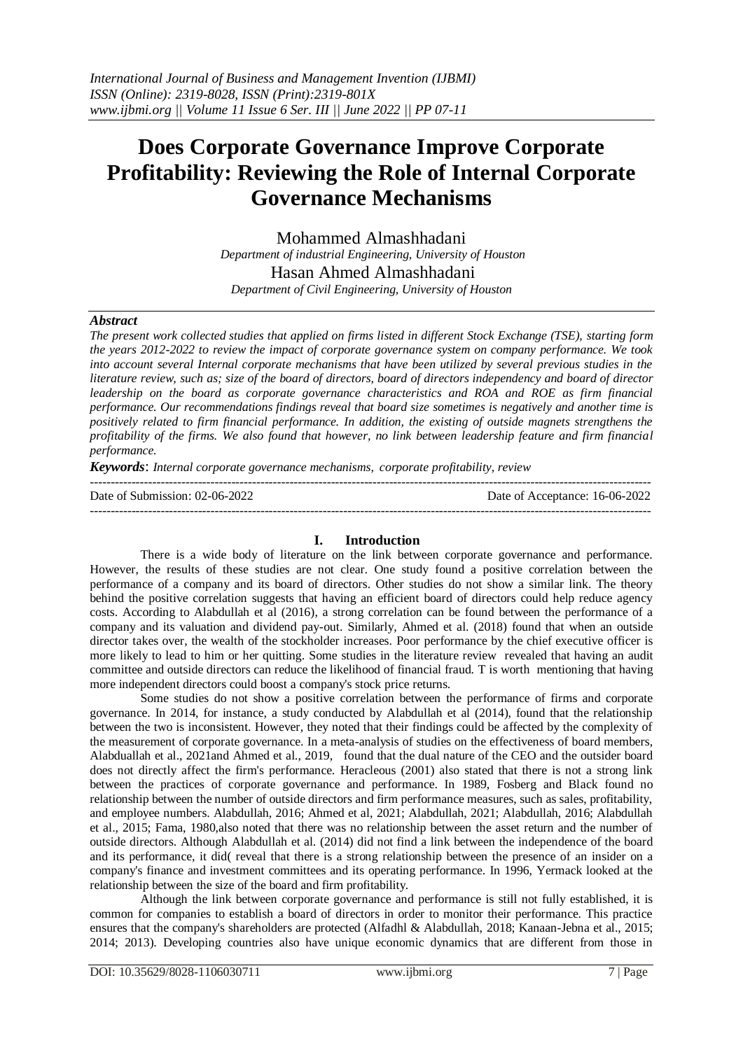# Does Corporate Governance Improve Corporate Profitability: Reviewing the Role of Internal Corporate Governance Mechanisms

Mohammed Almashhadani

*Department of industrial Engineering, University of Houston*

Hasan Ahmed Almashhadani

*Department of Civil Engineering, University of Houston*

## *Abstract*

*The present work collected studies that applied on firms listed in different Stock Exchange (TSE), starting form the years 2012-2022 to review the impact of corporate governance system on company performance. We took into account several Internal corporate mechanisms that have been utilized by several previous studies in the literature review, such as; size of the board of directors, board of directors independency and board of director leadership on the board as corporate governance characteristics and ROA and ROE as firm financial performance. Our recommendations findings reveal that board size sometimes is negatively and another time is positively related to firm financial performance. In addition, the existing of outside magnets strengthens the profitability of the firms. We also found that however, no link between leadership feature and firm financial performance.*

***Keywords***: *Internal corporate governance mechanisms, corporate profitability, review*

---

Date of Submission: 02-06-2022 Date of Acceptance: 16-06-2022

---

## I. Introduction

There is a wide body of literature on the link between corporate governance and performance. However, the results of these studies are not clear. One study found a positive correlation between the performance of a company and its board of directors. Other studies do not show a similar link. The theory behind the positive correlation suggests that having an efficient board of directors could help reduce agency costs. According to Alabdullah et al (2016), a strong correlation can be found between the performance of a company and its valuation and dividend pay-out. Similarly, Ahmed et al. (2018) found that when an outside director takes over, the wealth of the stockholder increases. Poor performance by the chief executive officer is more likely to lead to him or her quitting. Some studies in the literature review revealed that having an audit committee and outside directors can reduce the likelihood of financial fraud. T is worth mentioning that having more independent directors could boost a company's stock price returns.

Some studies do not show a positive correlation between the performance of firms and corporate governance. In 2014, for instance, a study conducted by Alabdullah et al (2014), found that the relationship between the two is inconsistent. However, they noted that their findings could be affected by the complexity of the measurement of corporate governance. In a meta-analysis of studies on the effectiveness of board members, Alabduallah et al., 2021and Ahmed et al., 2019, found that the dual nature of the CEO and the outsider board does not directly affect the firm's performance. Heracleous (2001) also stated that there is not a strong link between the practices of corporate governance and performance. In 1989, Fosberg and Black found no relationship between the number of outside directors and firm performance measures, such as sales, profitability, and employee numbers. Alabdullah, 2016; Ahmed et al, 2021; Alabdullah, 2021; Alabdullah, 2016; Alabdullah et al., 2015; Fama, 1980,also noted that there was no relationship between the asset return and the number of outside directors. Although Alabdullah et al. (2014) did not find a link between the independence of the board and its performance, it did( reveal that there is a strong relationship between the presence of an insider on a company's finance and investment committees and its operating performance. In 1996, Yermack looked at the relationship between the size of the board and firm profitability.

Although the link between corporate governance and performance is still not fully established, it is common for companies to establish a board of directors in order to monitor their performance. This practice ensures that the company's shareholders are protected (Alfadhl & Alabdullah, 2018; Kanaan-Jebna et al., 2015; 2014; 2013). Developing countries also have unique economic dynamics that are different from those in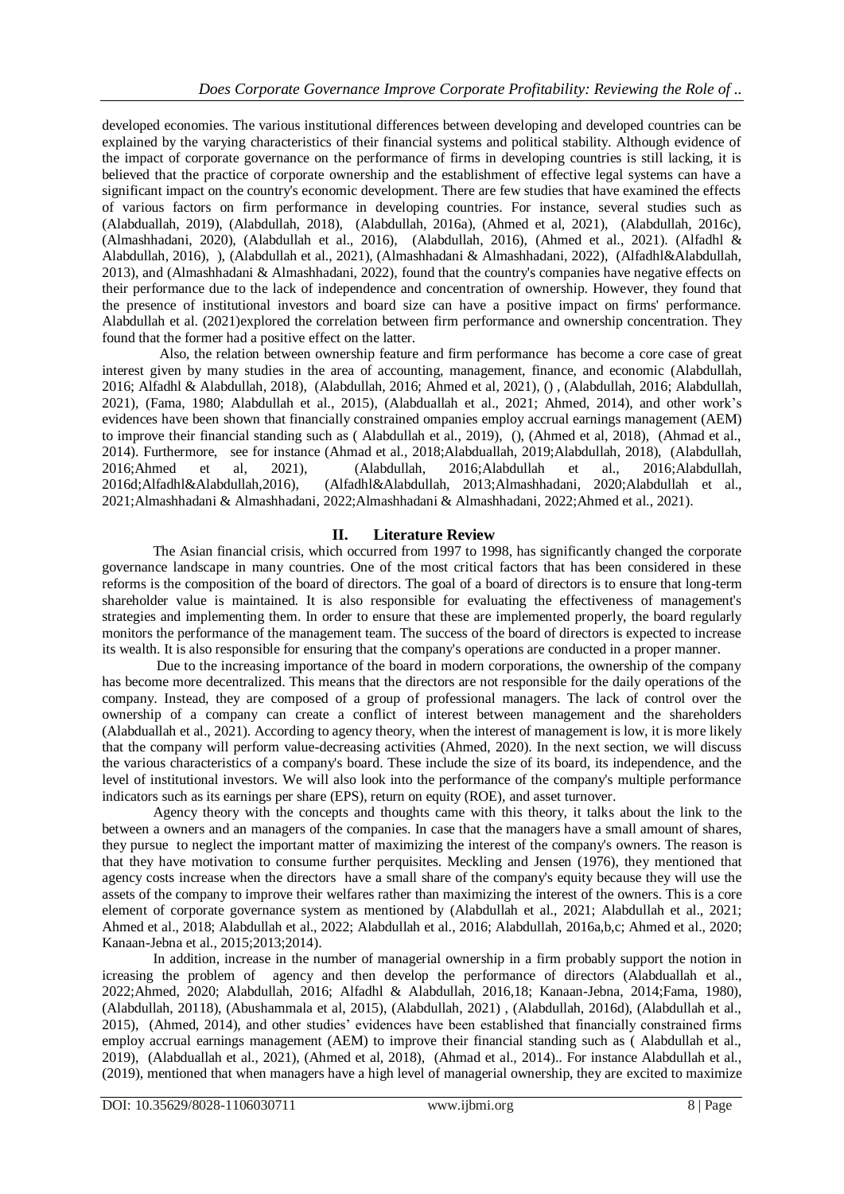developed economies. The various institutional differences between developing and developed countries can be explained by the varying characteristics of their financial systems and political stability. Although evidence of the impact of corporate governance on the performance of firms in developing countries is still lacking, it is believed that the practice of corporate ownership and the establishment of effective legal systems can have a significant impact on the country's economic development. There are few studies that have examined the effects of various factors on firm performance in developing countries. For instance, several studies such as (Alabduallah, 2019), (Alabdullah, 2018), (Alabdullah, 2016a), (Ahmed et al, 2021), (Alabdullah, 2016c), (Almashhadani, 2020), (Alabdullah et al., 2016), (Alabdullah, 2016), (Ahmed et al., 2021). (Alfadhl & Alabdullah, 2016), ), (Alabdullah et al., 2021), (Almashhadani & Almashhadani, 2022), (Alfadhl&Alabdullah, 2013), and (Almashhadani & Almashhadani, 2022), found that the country's companies have negative effects on their performance due to the lack of independence and concentration of ownership. However, they found that the presence of institutional investors and board size can have a positive impact on firms' performance. Alabdullah et al. (2021)explored the correlation between firm performance and ownership concentration. They found that the former had a positive effect on the latter.

Also, the relation between ownership feature and firm performance has become a core case of great interest given by many studies in the area of accounting, management, finance, and economic (Alabdullah, 2016; Alfadhl & Alabdullah, 2018), (Alabdullah, 2016; Ahmed et al, 2021), () , (Alabdullah, 2016; Alabdullah, 2021), (Fama, 1980; Alabdullah et al., 2015), (Alabduallah et al., 2021; Ahmed, 2014), and other work's evidences have been shown that financially constrained ompanies employ accrual earnings management (AEM) to improve their financial standing such as ( Alabdullah et al., 2019), (), (Ahmed et al, 2018), (Ahmad et al., 2014). Furthermore, see for instance (Ahmad et al., 2018;Alabduallah, 2019;Alabdullah, 2018), (Alabdullah, 2016;Ahmed et al, 2021), (Alabdullah, 2016;Alabdullah et al., 2016;Alabdullah, 2016d;Alfadhl&Alabdullah,2016), (Alfadhl&Alabdullah, 2013;Almashhadani, 2020;Alabdullah et al., 2021;Almashhadani & Almashhadani, 2022;Almashhadani & Almashhadani, 2022;Ahmed et al., 2021).

## II. Literature Review

The Asian financial crisis, which occurred from 1997 to 1998, has significantly changed the corporate governance landscape in many countries. One of the most critical factors that has been considered in these reforms is the composition of the board of directors. The goal of a board of directors is to ensure that long-term shareholder value is maintained. It is also responsible for evaluating the effectiveness of management's strategies and implementing them. In order to ensure that these are implemented properly, the board regularly monitors the performance of the management team. The success of the board of directors is expected to increase its wealth. It is also responsible for ensuring that the company's operations are conducted in a proper manner.

Due to the increasing importance of the board in modern corporations, the ownership of the company has become more decentralized. This means that the directors are not responsible for the daily operations of the company. Instead, they are composed of a group of professional managers. The lack of control over the ownership of a company can create a conflict of interest between management and the shareholders (Alabduallah et al., 2021). According to agency theory, when the interest of management is low, it is more likely that the company will perform value-decreasing activities (Ahmed, 2020). In the next section, we will discuss the various characteristics of a company's board. These include the size of its board, its independence, and the level of institutional investors. We will also look into the performance of the company's multiple performance indicators such as its earnings per share (EPS), return on equity (ROE), and asset turnover.

Agency theory with the concepts and thoughts came with this theory, it talks about the link to the between a owners and an managers of the companies. In case that the managers have a small amount of shares, they pursue to neglect the important matter of maximizing the interest of the company's owners. The reason is that they have motivation to consume further perquisites. Meckling and Jensen (1976), they mentioned that agency costs increase when the directors have a small share of the company's equity because they will use the assets of the company to improve their welfares rather than maximizing the interest of the owners. This is a core element of corporate governance system as mentioned by (Alabdullah et al., 2021; Alabdullah et al., 2021; Ahmed et al., 2018; Alabdullah et al., 2022; Alabdullah et al., 2016; Alabdullah, 2016a,b,c; Ahmed et al., 2020; Kanaan-Jebna et al., 2015;2013;2014).

In addition, increase in the number of managerial ownership in a firm probably support the notion in icreasing the problem of agency and then develop the performance of directors (Alabduallah et al., 2022;Ahmed, 2020; Alabdullah, 2016; Alfadhl & Alabdullah, 2016,18; Kanaan-Jebna, 2014;Fama, 1980), (Alabdullah, 20118), (Abushammala et al, 2015), (Alabdullah, 2021) , (Alabdullah, 2016d), (Alabdullah et al., 2015), (Ahmed, 2014), and other studies' evidences have been established that financially constrained firms employ accrual earnings management (AEM) to improve their financial standing such as ( Alabdullah et al., 2019), (Alabduallah et al., 2021), (Ahmed et al, 2018), (Ahmad et al., 2014).. For instance Alabdullah et al., (2019), mentioned that when managers have a high level of managerial ownership, they are excited to maximize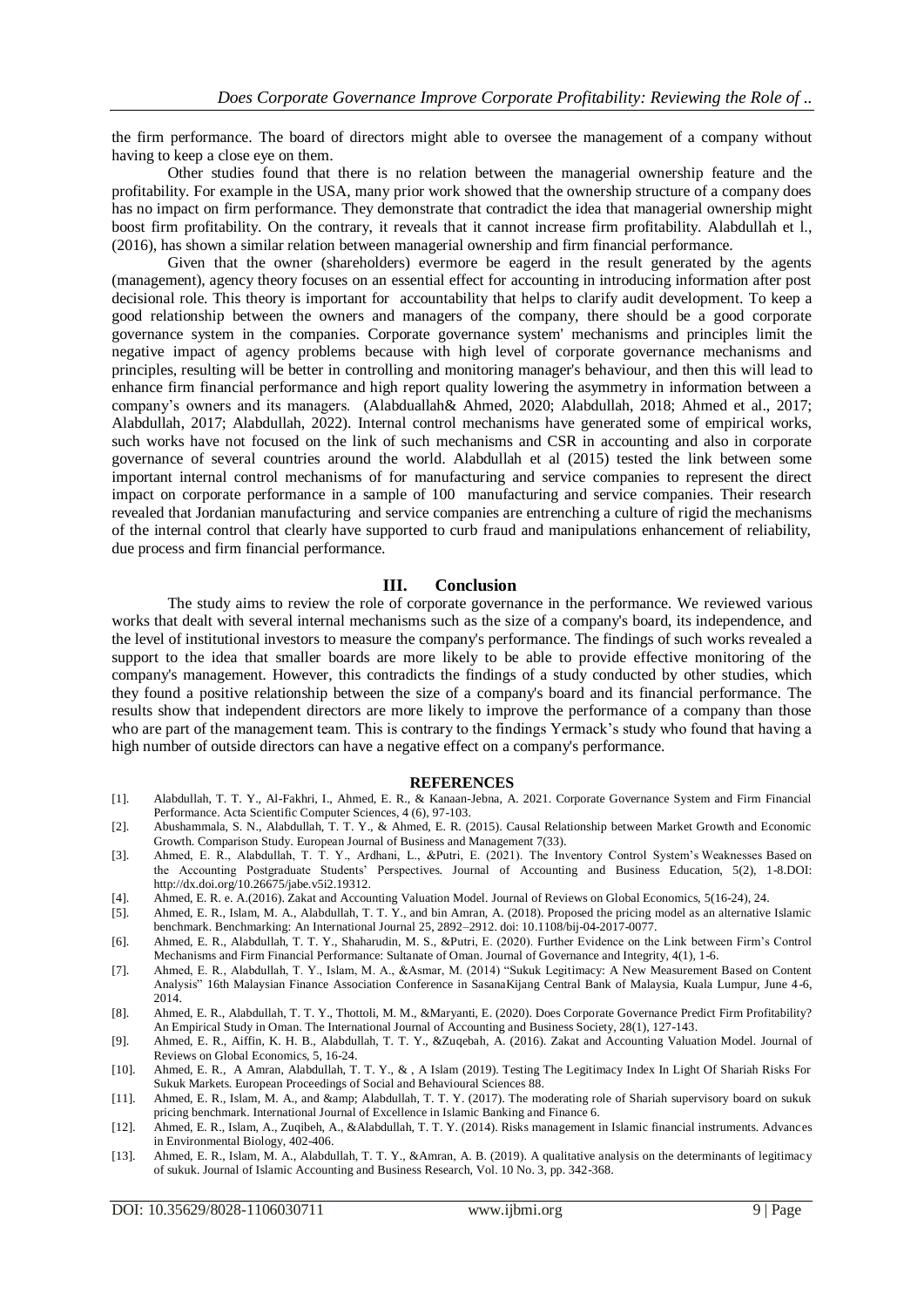the firm performance. The board of directors might able to oversee the management of a company without having to keep a close eye on them.

Other studies found that there is no relation between the managerial ownership feature and the profitability. For example in the USA, many prior work showed that the ownership structure of a company does has no impact on firm performance. They demonstrate that contradict the idea that managerial ownership might boost firm profitability. On the contrary, it reveals that it cannot increase firm profitability. Alabdullah et l., (2016), has shown a similar relation between managerial ownership and firm financial performance.

Given that the owner (shareholders) evermore be eagerd in the result generated by the agents (management), agency theory focuses on an essential effect for accounting in introducing information after post decisional role. This theory is important for accountability that helps to clarify audit development. To keep a good relationship between the owners and managers of the company, there should be a good corporate governance system in the companies. Corporate governance system' mechanisms and principles limit the negative impact of agency problems because with high level of corporate governance mechanisms and principles, resulting will be better in controlling and monitoring manager's behaviour, and then this will lead to enhance firm financial performance and high report quality lowering the asymmetry in information between a company's owners and its managers. (Alabduallah& Ahmed, 2020; Alabdullah, 2018; Ahmed et al., 2017; Alabdullah, 2017; Alabdullah, 2022). Internal control mechanisms have generated some of empirical works, such works have not focused on the link of such mechanisms and CSR in accounting and also in corporate governance of several countries around the world. Alabdullah et al (2015) tested the link between some important internal control mechanisms of for manufacturing and service companies to represent the direct impact on corporate performance in a sample of 100 manufacturing and service companies. Their research revealed that Jordanian manufacturing and service companies are entrenching a culture of rigid the mechanisms of the internal control that clearly have supported to curb fraud and manipulations enhancement of reliability, due process and firm financial performance.

## III. Conclusion

The study aims to review the role of corporate governance in the performance. We reviewed various works that dealt with several internal mechanisms such as the size of a company's board, its independence, and the level of institutional investors to measure the company's performance. The findings of such works revealed a support to the idea that smaller boards are more likely to be able to provide effective monitoring of the company's management. However, this contradicts the findings of a study conducted by other studies, which they found a positive relationship between the size of a company's board and its financial performance. The results show that independent directors are more likely to improve the performance of a company than those who are part of the management team. This is contrary to the findings Yermack's study who found that having a high number of outside directors can have a negative effect on a company's performance.

## REFERENCES

[1]. Alabdullah, T. T. Y., Al-Fakhri, I., Ahmed, E. R., & Kanaan-Jebna, A. 2021. Corporate Governance System and Firm Financial Performance. Acta Scientific Computer Sciences, 4 (6), 97-103.

[2]. Abushammala, S. N., Alabdullah, T. T. Y., & Ahmed, E. R. (2015). Causal Relationship between Market Growth and Economic Growth. Comparison Study. European Journal of Business and Management 7(33).

[3]. Ahmed, E. R., Alabdullah, T. T. Y., Ardhani, L., &Putri, E. (2021). The Inventory Control System's Weaknesses Based on the Accounting Postgraduate Students' Perspectives. Journal of Accounting and Business Education, 5(2), 1-8.DOI: http://dx.doi.org/10.26675/jabe.v5i2.19312.

[4]. Ahmed, E. R. e. A.(2016). Zakat and Accounting Valuation Model. Journal of Reviews on Global Economics, 5(16-24), 24.

[5]. Ahmed, E. R., Islam, M. A., Alabdullah, T. T. Y., and bin Amran, A. (2018). Proposed the pricing model as an alternative Islamic benchmark. Benchmarking: An International Journal 25, 2892–2912. doi: 10.1108/bij-04-2017-0077.

[6]. Ahmed, E. R., Alabdullah, T. T. Y., Shaharudin, M. S., &Putri, E. (2020). Further Evidence on the Link between Firm's Control Mechanisms and Firm Financial Performance: Sultanate of Oman. Journal of Governance and Integrity, 4(1), 1-6.

[7]. Ahmed, E. R., Alabdullah, T. Y., Islam, M. A., &Asmar, M. (2014) "Sukuk Legitimacy: A New Measurement Based on Content Analysis" 16th Malaysian Finance Association Conference in SasanaKijang Central Bank of Malaysia, Kuala Lumpur, June 4-6, 2014.

[8]. Ahmed, E. R., Alabdullah, T. T. Y., Thottoli, M. M., &Maryanti, E. (2020). Does Corporate Governance Predict Firm Profitability? An Empirical Study in Oman. The International Journal of Accounting and Business Society, 28(1), 127-143.

[9]. Ahmed, E. R., Aiffin, K. H. B., Alabdullah, T. T. Y., &Zuqebah, A. (2016). Zakat and Accounting Valuation Model. Journal of Reviews on Global Economics, 5, 16-24.

[10]. Ahmed, E. R., A Amran, Alabdullah, T. T. Y., & , A Islam (2019). Testing The Legitimacy Index In Light Of Shariah Risks For Sukuk Markets. European Proceedings of Social and Behavioural Sciences 88.

[11]. Ahmed, E. R., Islam, M. A., and &amp; Alabdullah, T. T. Y. (2017). The moderating role of Shariah supervisory board on sukuk pricing benchmark. International Journal of Excellence in Islamic Banking and Finance 6.

[12]. Ahmed, E. R., Islam, A., Zuqibeh, A., &Alabdullah, T. T. Y. (2014). Risks management in Islamic financial instruments. Advances in Environmental Biology, 402-406.

[13]. Ahmed, E. R., Islam, M. A., Alabdullah, T. T. Y., &Amran, A. B. (2019). A qualitative analysis on the determinants of legitimacy of sukuk. Journal of Islamic Accounting and Business Research, Vol. 10 No. 3, pp. 342-368.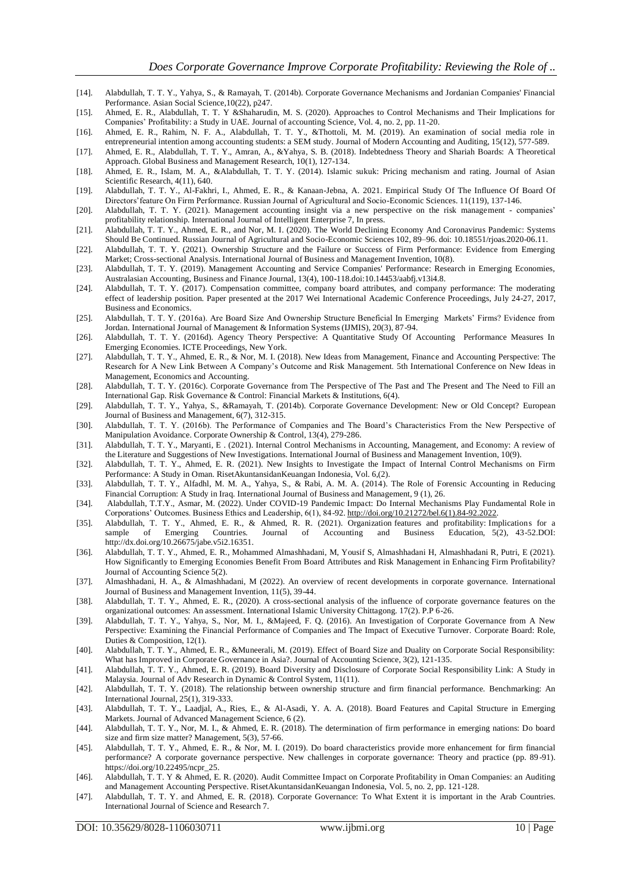[14]. Alabdullah, T. T. Y., Yahya, S., & Ramayah, T. (2014b). Corporate Governance Mechanisms and Jordanian Companies' Financial Performance. Asian Social Science,10(22), p247.

[15]. Ahmed, E. R., Alabdullah, T. T. Y &Shaharudin, M. S. (2020). Approaches to Control Mechanisms and Their Implications for Companies' Profitability: a Study in UAE. Journal of accounting Science, Vol. 4, no. 2, pp. 11-20.

[16]. Ahmed, E. R., Rahim, N. F. A., Alabdullah, T. T. Y., &Thottoli, M. M. (2019). An examination of social media role in entrepreneurial intention among accounting students: a SEM study. Journal of Modern Accounting and Auditing, 15(12), 577-589.

[17]. Ahmed, E. R., Alabdullah, T. T. Y., Amran, A., &Yahya, S. B. (2018). Indebtedness Theory and Shariah Boards: A Theoretical Approach. Global Business and Management Research, 10(1), 127-134.

[18]. Ahmed, E. R., Islam, M. A., &Alabdullah, T. T. Y. (2014). Islamic sukuk: Pricing mechanism and rating. Journal of Asian Scientific Research, 4(11), 640.

[19]. Alabdullah, T. T. Y., Al-Fakhri, I., Ahmed, E. R., & Kanaan-Jebna, A. 2021. Empirical Study Of The Influence Of Board Of Directors'feature On Firm Performance. Russian Journal of Agricultural and Socio-Economic Sciences. 11(119), 137-146.

[20]. Alabdullah, T. T. Y. (2021). Management accounting insight via a new perspective on the risk management - companies' profitability relationship. International Journal of Intelligent Enterprise 7, In press.

[21]. Alabdullah, T. T. Y., Ahmed, E. R., and Nor, M. I. (2020). The World Declining Economy And Coronavirus Pandemic: Systems Should Be Continued. Russian Journal of Agricultural and Socio-Economic Sciences 102, 89–96. doi: 10.18551/rjoas.2020-06.11.

[22]. Alabdullah, T. T. Y. (2021). Ownership Structure and the Failure or Success of Firm Performance: Evidence from Emerging Market; Cross-sectional Analysis. International Journal of Business and Management Invention, 10(8).

[23]. Alabdullah, T. T. Y. (2019). Management Accounting and Service Companies' Performance: Research in Emerging Economies, Australasian Accounting, Business and Finance Journal, 13(4), 100-118.doi:10.14453/aabfj.v13i4.8.

[24]. Alabdullah, T. T. Y. (2017). Compensation committee, company board attributes, and company performance: The moderating effect of leadership position. Paper presented at the 2017 Wei International Academic Conference Proceedings, July 24-27, 2017, Business and Economics.

[25]. Alabdullah, T. T. Y. (2016a). Are Board Size And Ownership Structure Beneficial In Emerging Markets' Firms? Evidence from Jordan. International Journal of Management & Information Systems (IJMIS), 20(3), 87-94.

[26]. Alabdullah, T. T. Y. (2016d). Agency Theory Perspective: A Quantitative Study Of Accounting Performance Measures In Emerging Economies. ICTE Proceedings, New York.

[27]. Alabdullah, T. T. Y., Ahmed, E. R., & Nor, M. I. (2018). New Ideas from Management, Finance and Accounting Perspective: The Research for A New Link Between A Company's Outcome and Risk Management. 5th International Conference on New Ideas in Management, Economics and Accounting.

[28]. Alabdullah, T. T. Y. (2016c). Corporate Governance from The Perspective of The Past and The Present and The Need to Fill an International Gap. Risk Governance & Control: Financial Markets & Institutions, 6(4).

[29]. Alabdullah, T. T. Y., Yahya, S., &Ramayah, T. (2014b). Corporate Governance Development: New or Old Concept? European Journal of Business and Management, 6(7), 312-315.

[30]. Alabdullah, T. T. Y. (2016b). The Performance of Companies and The Board's Characteristics From the New Perspective of Manipulation Avoidance. Corporate Ownership & Control, 13(4), 279-286.

[31]. Alabdullah, T. T. Y., Maryanti, E . (2021). Internal Control Mechanisms in Accounting, Management, and Economy: A review of the Literature and Suggestions of New Investigations. International Journal of Business and Management Invention, 10(9).

[32]. Alabdullah, T. T. Y., Ahmed, E. R. (2021). New Insights to Investigate the Impact of Internal Control Mechanisms on Firm Performance: A Study in Oman. RisetAkuntansidanKeuangan Indonesia, Vol. 6,(2).

[33]. Alabdullah, T. T. Y., Alfadhl, M. M. A., Yahya, S., & Rabi, A. M. A. (2014). The Role of Forensic Accounting in Reducing Financial Corruption: A Study in Iraq. International Journal of Business and Management, 9 (1), 26.

[34]. Alabdullah, T.T.Y., Asmar, M. (2022). Under COVID-19 Pandemic Impact: Do Internal Mechanisms Play Fundamental Role in Corporations' Outcomes. Business Ethics and Leadership, 6(1), 84-92. http://doi.org/10.21272/bel.6(1).84-92.2022.

[35]. Alabdullah, T. T. Y., Ahmed, E. R., & Ahmed, R. R. (2021). Organization features and profitability: Implications for a sample of Emerging Countries. Journal of Accounting and Business Education, 5(2), 43-52.DOI: http://dx.doi.org/10.26675/jabe.v5i2.16351.

[36]. Alabdullah, T. T. Y., Ahmed, E. R., Mohammed Almashhadani, M, Yousif S, Almashhadani H, Almashhadani R, Putri, E (2021). How Significantly to Emerging Economies Benefit From Board Attributes and Risk Management in Enhancing Firm Profitability? Journal of Accounting Science 5(2).

[37]. Almashhadani, H. A., & Almashhadani, M (2022). An overview of recent developments in corporate governance. International Journal of Business and Management Invention, 11(5), 39-44.

[38]. Alabdullah, T. T. Y., Ahmed, E. R., (2020). A cross-sectional analysis of the influence of corporate governance features on the organizational outcomes: An assessment. International Islamic University Chittagong. 17(2). P.P 6-26.

[39]. Alabdullah, T. T. Y., Yahya, S., Nor, M. I., &Majeed, F. Q. (2016). An Investigation of Corporate Governance from A New Perspective: Examining the Financial Performance of Companies and The Impact of Executive Turnover. Corporate Board: Role, Duties & Composition, 12(1).

[40]. Alabdullah, T. T. Y., Ahmed, E. R., &Muneerali, M. (2019). Effect of Board Size and Duality on Corporate Social Responsibility: What has Improved in Corporate Governance in Asia?. Journal of Accounting Science, 3(2), 121-135.

[41]. Alabdullah, T. T. Y., Ahmed, E. R. (2019). Board Diversity and Disclosure of Corporate Social Responsibility Link: A Study in Malaysia. Journal of Adv Research in Dynamic & Control System, 11(11).

[42]. Alabdullah, T. T. Y. (2018). The relationship between ownership structure and firm financial performance. Benchmarking: An International Journal, 25(1), 319-333.

[43]. Alabdullah, T. T. Y., Laadjal, A., Ries, E., & Al-Asadi, Y. A. A. (2018). Board Features and Capital Structure in Emerging Markets. Journal of Advanced Management Science, 6 (2).

[44]. Alabdullah, T. T. Y., Nor, M. I., & Ahmed, E. R. (2018). The determination of firm performance in emerging nations: Do board size and firm size matter? Management, 5(3), 57-66.

[45]. Alabdullah, T. T. Y., Ahmed, E. R., & Nor, M. I. (2019). Do board characteristics provide more enhancement for firm financial performance? A corporate governance perspective. New challenges in corporate governance: Theory and practice (pp. 89-91). https://doi.org/10.22495/ncpr_25.

[46]. Alabdullah, T. T. Y & Ahmed, E. R. (2020). Audit Committee Impact on Corporate Profitability in Oman Companies: an Auditing and Management Accounting Perspective. RisetAkuntansidanKeuangan Indonesia, Vol. 5, no. 2, pp. 121-128.

[47]. Alabdullah, T. T. Y. and Ahmed, E. R. (2018). Corporate Governance: To What Extent it is important in the Arab Countries. International Journal of Science and Research 7.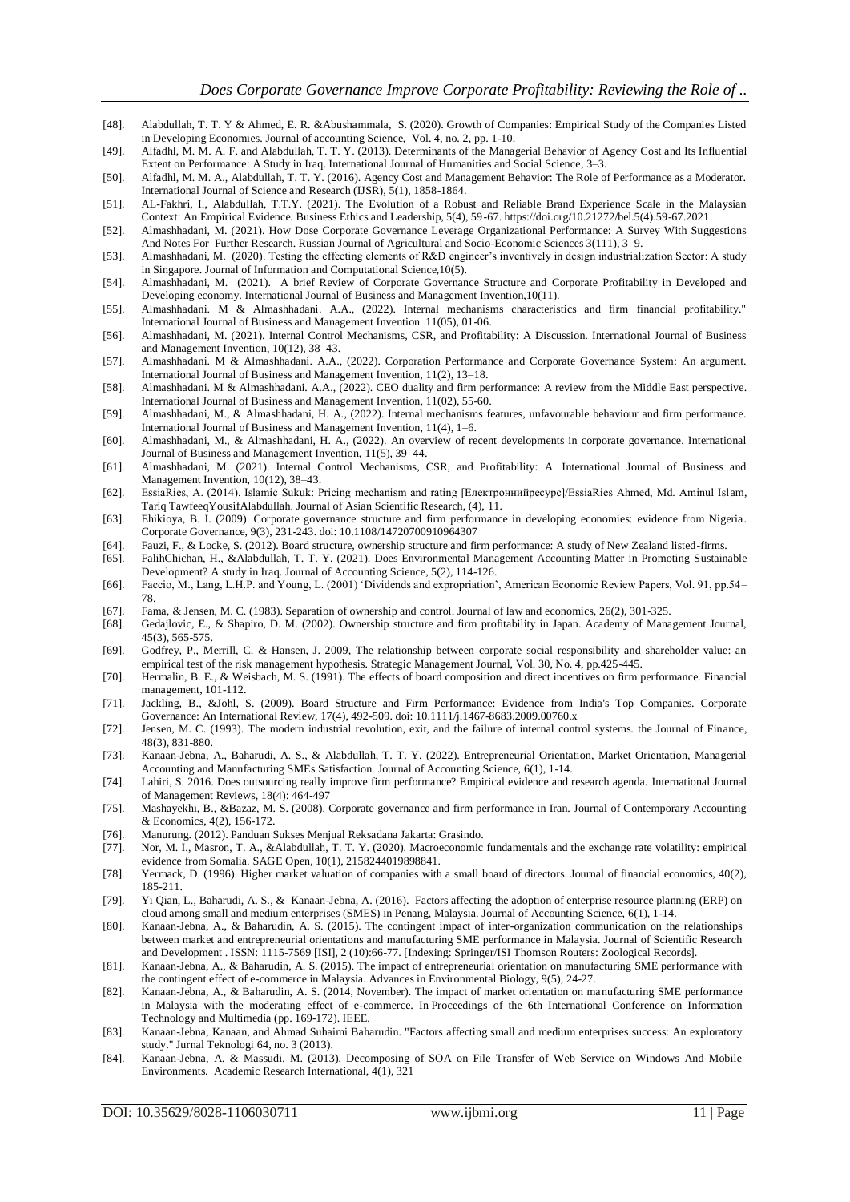[48]. Alabdullah, T. T. Y & Ahmed, E. R. &Abushammala, S. (2020). Growth of Companies: Empirical Study of the Companies Listed in Developing Economies. Journal of accounting Science, Vol. 4, no. 2, pp. 1-10.

[49]. Alfadhl, M. M. A. F. and Alabdullah, T. T. Y. (2013). Determinants of the Managerial Behavior of Agency Cost and Its Influential Extent on Performance: A Study in Iraq. International Journal of Humanities and Social Science, 3–3.

[50]. Alfadhl, M. M. A., Alabdullah, T. T. Y. (2016). Agency Cost and Management Behavior: The Role of Performance as a Moderator. International Journal of Science and Research (IJSR), 5(1), 1858-1864.

[51]. AL-Fakhri, I., Alabdullah, T.T.Y. (2021). The Evolution of a Robust and Reliable Brand Experience Scale in the Malaysian Context: An Empirical Evidence. Business Ethics and Leadership, 5(4), 59-67. https://doi.org/10.21272/bel.5(4).59-67.2021

[52]. Almashhadani, M. (2021). How Dose Corporate Governance Leverage Organizational Performance: A Survey With Suggestions And Notes For Further Research. Russian Journal of Agricultural and Socio-Economic Sciences 3(111), 3–9.

[53]. Almashhadani, M. (2020). Testing the effecting elements of R&D engineer's inventively in design industrialization Sector: A study in Singapore. Journal of Information and Computational Science,10(5).

[54]. Almashhadani, M. (2021). A brief Review of Corporate Governance Structure and Corporate Profitability in Developed and Developing economy. International Journal of Business and Management Invention,10(11).

[55]. Almashhadani. M & Almashhadani. A.A., (2022). Internal mechanisms characteristics and firm financial profitability." International Journal of Business and Management Invention 11(05), 01-06.

[56]. Almashhadani, M. (2021). Internal Control Mechanisms, CSR, and Profitability: A Discussion. International Journal of Business and Management Invention, 10(12), 38–43.

[57]. Almashhadani. M & Almashhadani. A.A., (2022). Corporation Performance and Corporate Governance System: An argument. International Journal of Business and Management Invention, 11(2), 13–18.

[58]. Almashhadani. M & Almashhadani. A.A., (2022). CEO duality and firm performance: A review from the Middle East perspective. International Journal of Business and Management Invention, 11(02), 55-60.

[59]. Almashhadani, M., & Almashhadani, H. A., (2022). Internal mechanisms features, unfavourable behaviour and firm performance. International Journal of Business and Management Invention, 11(4), 1–6.

[60]. Almashhadani, M., & Almashhadani, H. A., (2022). An overview of recent developments in corporate governance. International Journal of Business and Management Invention, 11(5), 39–44.

[61]. Almashhadani, M. (2021). Internal Control Mechanisms, CSR, and Profitability: A. International Journal of Business and Management Invention, 10(12), 38–43.

[62]. EssiaRies, A. (2014). Islamic Sukuk: Pricing mechanism and rating [Електроннийресурс]/EssiaRies Ahmed, Md. Aminul Islam, Tariq TawfeeqYousifAlabdullah. Journal of Asian Scientific Research, (4), 11.

[63]. Ehikioya, B. I. (2009). Corporate governance structure and firm performance in developing economies: evidence from Nigeria. Corporate Governance, 9(3), 231-243. doi: 10.1108/14720700910964307

[64]. Fauzi, F., & Locke, S. (2012). Board structure, ownership structure and firm performance: A study of New Zealand listed-firms.

[65]. FalihChichan, H., &Alabdullah, T. T. Y. (2021). Does Environmental Management Accounting Matter in Promoting Sustainable Development? A study in Iraq. Journal of Accounting Science, 5(2), 114-126.

[66]. Faccio, M., Lang, L.H.P. and Young, L. (2001) 'Dividends and expropriation', American Economic Review Papers, Vol. 91, pp.54–78.

[67]. Fama, & Jensen, M. C. (1983). Separation of ownership and control. Journal of law and economics, 26(2), 301-325.

[68]. Gedajlovic, E., & Shapiro, D. M. (2002). Ownership structure and firm profitability in Japan. Academy of Management Journal, 45(3), 565-575.

[69]. Godfrey, P., Merrill, C. & Hansen, J. 2009, The relationship between corporate social responsibility and shareholder value: an empirical test of the risk management hypothesis. Strategic Management Journal, Vol. 30, No. 4, pp.425-445.

[70]. Hermalin, B. E., & Weisbach, M. S. (1991). The effects of board composition and direct incentives on firm performance. Financial management, 101-112.

[71]. Jackling, B., &Johl, S. (2009). Board Structure and Firm Performance: Evidence from India's Top Companies. Corporate Governance: An International Review, 17(4), 492-509. doi: 10.1111/j.1467-8683.2009.00760.x

[72]. Jensen, M. C. (1993). The modern industrial revolution, exit, and the failure of internal control systems. the Journal of Finance, 48(3), 831-880.

[73]. Kanaan-Jebna, A., Baharudi, A. S., & Alabdullah, T. T. Y. (2022). Entrepreneurial Orientation, Market Orientation, Managerial Accounting and Manufacturing SMEs Satisfaction. Journal of Accounting Science, 6(1), 1-14.

[74]. Lahiri, S. 2016. Does outsourcing really improve firm performance? Empirical evidence and research agenda. International Journal of Management Reviews, 18(4): 464-497

[75]. Mashayekhi, B., &Bazaz, M. S. (2008). Corporate governance and firm performance in Iran. Journal of Contemporary Accounting & Economics, 4(2), 156-172.

[76]. Manurung. (2012). Panduan Sukses Menjual Reksadana Jakarta: Grasindo.

[77]. Nor, M. I., Masron, T. A., &Alabdullah, T. T. Y. (2020). Macroeconomic fundamentals and the exchange rate volatility: empirical evidence from Somalia. SAGE Open, 10(1), 2158244019898841.

[78]. Yermack, D. (1996). Higher market valuation of companies with a small board of directors. Journal of financial economics, 40(2), 185-211.

[79]. Yi Qian, L., Baharudi, A. S., & Kanaan-Jebna, A. (2016). Factors affecting the adoption of enterprise resource planning (ERP) on cloud among small and medium enterprises (SMES) in Penang, Malaysia. Journal of Accounting Science, 6(1), 1-14.

[80]. Kanaan-Jebna, A., & Baharudin, A. S. (2015). The contingent impact of inter-organization communication on the relationships between market and entrepreneurial orientations and manufacturing SME performance in Malaysia. Journal of Scientific Research and Development . ISSN: 1115-7569 [ISI], 2 (10):66-77. [Indexing: Springer/ISI Thomson Routers: Zoological Records].

[81]. Kanaan-Jebna, A., & Baharudin, A. S. (2015). The impact of entrepreneurial orientation on manufacturing SME performance with the contingent effect of e-commerce in Malaysia. Advances in Environmental Biology, 9(5), 24-27.

[82]. Kanaan-Jebna, A., & Baharudin, A. S. (2014, November). The impact of market orientation on manufacturing SME performance in Malaysia with the moderating effect of e-commerce. In Proceedings of the 6th International Conference on Information Technology and Multimedia (pp. 169-172). IEEE.

[83]. Kanaan-Jebna, Kanaan, and Ahmad Suhaimi Baharudin. "Factors affecting small and medium enterprises success: An exploratory study." Jurnal Teknologi 64, no. 3 (2013).

[84]. Kanaan-Jebna, A. & Massudi, M. (2013), Decomposing of SOA on File Transfer of Web Service on Windows And Mobile Environments. Academic Research International, 4(1), 321